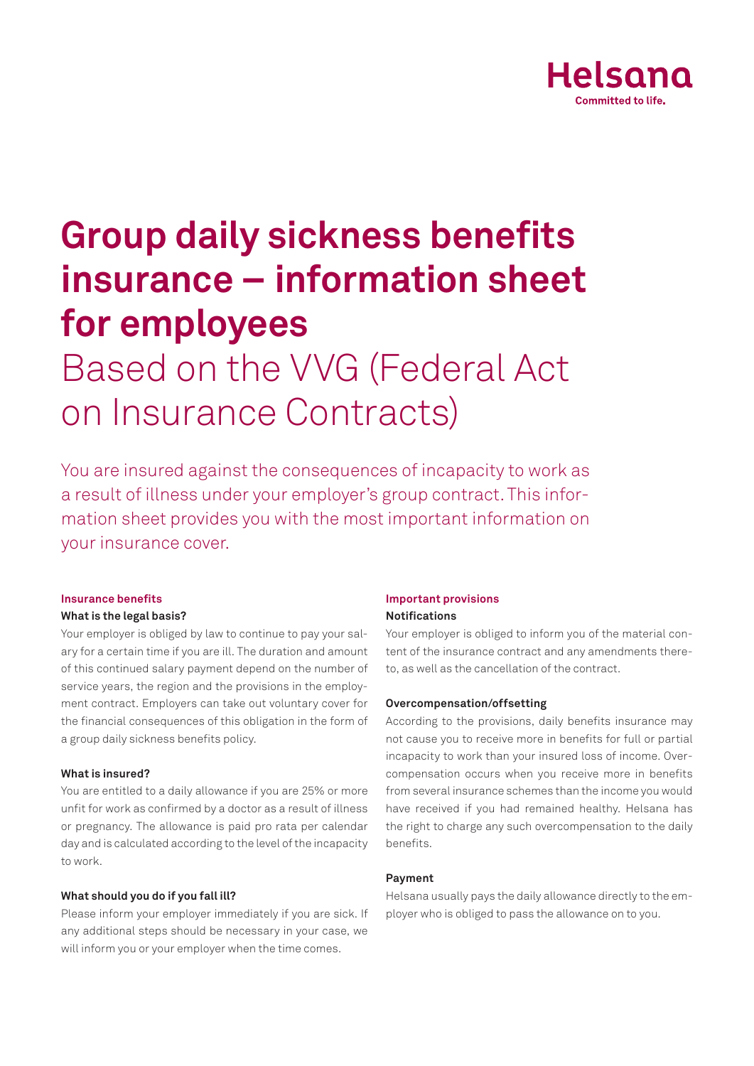Helsana
Committed to life.

# Group daily sickness benefits insurance – information sheet for employees

## Based on the VVG (Federal Act on Insurance Contracts)

You are insured against the consequences of incapacity to work as a result of illness under your employer's group contract. This information sheet provides you with the most important information on your insurance cover.

### Insurance benefits

**What is the legal basis?**

Your employer is obliged by law to continue to pay your salary for a certain time if you are ill. The duration and amount of this continued salary payment depend on the number of service years, the region and the provisions in the employment contract. Employers can take out voluntary cover for the financial consequences of this obligation in the form of a group daily sickness benefits policy.

**What is insured?**

You are entitled to a daily allowance if you are 25% or more unfit for work as confirmed by a doctor as a result of illness or pregnancy. The allowance is paid pro rata per calendar day and is calculated according to the level of the incapacity to work.

**What should you do if you fall ill?**

Please inform your employer immediately if you are sick. If any additional steps should be necessary in your case, we will inform you or your employer when the time comes.

### Important provisions

**Notifications**

Your employer is obliged to inform you of the material content of the insurance contract and any amendments thereto, as well as the cancellation of the contract.

**Overcompensation/offsetting**

According to the provisions, daily benefits insurance may not cause you to receive more in benefits for full or partial incapacity to work than your insured loss of income. Overcompensation occurs when you receive more in benefits from several insurance schemes than the income you would have received if you had remained healthy. Helsana has the right to charge any such overcompensation to the daily benefits.

**Payment**

Helsana usually pays the daily allowance directly to the employer who is obliged to pass the allowance on to you.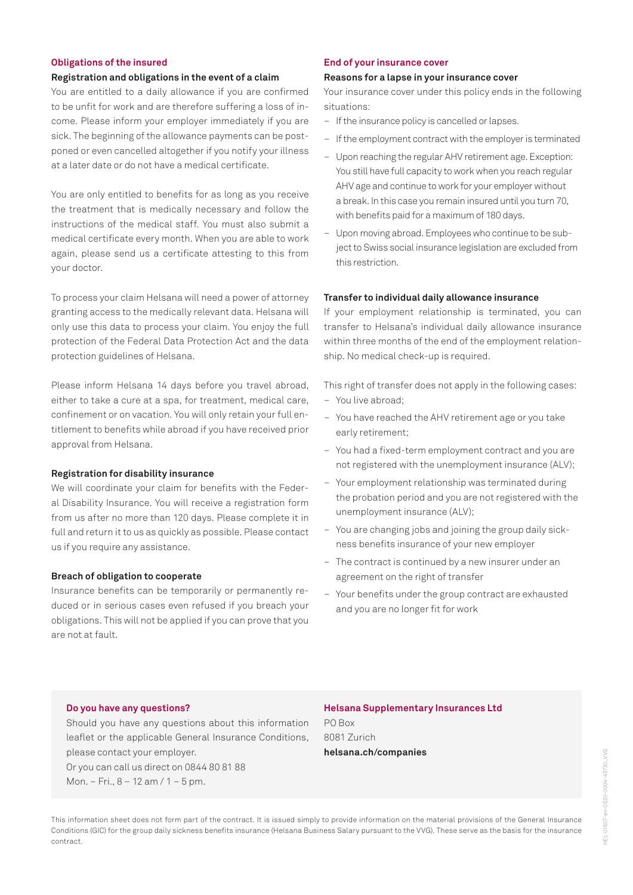## Obligations of the insured

### Registration and obligations in the event of a claim

You are entitled to a daily allowance if you are confirmed to be unfit for work and are therefore suffering a loss of income. Please inform your employer immediately if you are sick. The beginning of the allowance payments can be postponed or even cancelled altogether if you notify your illness at a later date or do not have a medical certificate.

You are only entitled to benefits for as long as you receive the treatment that is medically necessary and follow the instructions of the medical staff. You must also submit a medical certificate every month. When you are able to work again, please send us a certificate attesting to this from your doctor.

To process your claim Helsana will need a power of attorney granting access to the medically relevant data. Helsana will only use this data to process your claim. You enjoy the full protection of the Federal Data Protection Act and the data protection guidelines of Helsana.

Please inform Helsana 14 days before you travel abroad, either to take a cure at a spa, for treatment, medical care, confinement or on vacation. You will only retain your full entitlement to benefits while abroad if you have received prior approval from Helsana.

### Registration for disability insurance

We will coordinate your claim for benefits with the Federal Disability Insurance. You will receive a registration form from us after no more than 120 days. Please complete it in full and return it to us as quickly as possible. Please contact us if you require any assistance.

### Breach of obligation to cooperate

Insurance benefits can be temporarily or permanently reduced or in serious cases even refused if you breach your obligations. This will not be applied if you can prove that you are not at fault.

## End of your insurance cover

### Reasons for a lapse in your insurance cover

Your insurance cover under this policy ends in the following situations:

- If the insurance policy is cancelled or lapses.
- If the employment contract with the employer is terminated
- Upon reaching the regular AHV retirement age. Exception: You still have full capacity to work when you reach regular AHV age and continue to work for your employer without a break. In this case you remain insured until you turn 70, with benefits paid for a maximum of 180 days.
- Upon moving abroad. Employees who continue to be subject to Swiss social insurance legislation are excluded from this restriction.

### Transfer to individual daily allowance insurance

If your employment relationship is terminated, you can transfer to Helsana's individual daily allowance insurance within three months of the end of the employment relationship. No medical check-up is required.

This right of transfer does not apply in the following cases:

- You live abroad;
- You have reached the AHV retirement age or you take early retirement;
- You had a fixed-term employment contract and you are not registered with the unemployment insurance (ALV);
- Your employment relationship was terminated during the probation period and you are not registered with the unemployment insurance (ALV);
- You are changing jobs and joining the group daily sickness benefits insurance of your new employer
- The contract is continued by a new insurer under an agreement on the right of transfer
- Your benefits under the group contract are exhausted and you are no longer fit for work

### Do you have any questions?

Should you have any questions about this information leaflet or the applicable General Insurance Conditions, please contact your employer.
Or you can call us direct on 0844 80 81 88
Mon. – Fri., 8 – 12 am / 1 – 5 pm.

**Helsana Supplementary Insurances Ltd**
PO Box
8081 Zurich
**helsana.ch/companies**

This information sheet does not form part of the contract. It is issued simply to provide information on the material provisions of the General Insurance Conditions (GIC) for the group daily sickness benefits insurance (Helsana Business Salary pursuant to the VVG). These serve as the basis for the insurance contract.

HEL-01607-en-0520-0004-43730_VVG